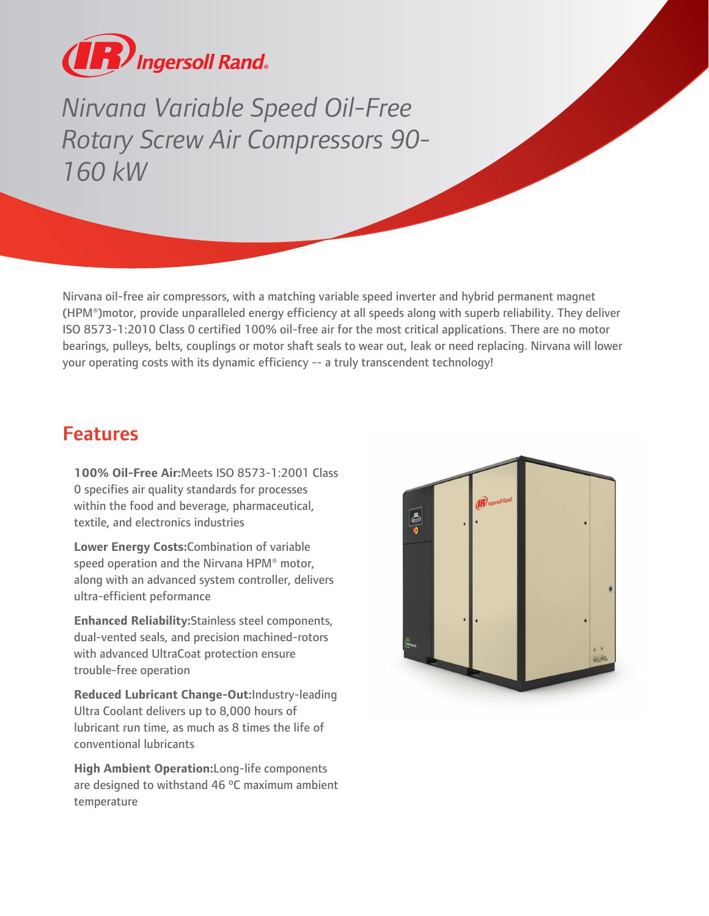# Nirvana Variable Speed Oil-Free Rotary Screw Air Compressors 90-160 kW

Nirvana oil-free air compressors, with a matching variable speed inverter and hybrid permanent magnet (HPM®)motor, provide unparalleled energy efficiency at all speeds along with superb reliability. They deliver ISO 8573-1:2010 Class 0 certified 100% oil-free air for the most critical applications. There are no motor bearings, pulleys, belts, couplings or motor shaft seals to wear out, leak or need replacing. Nirvana will lower your operating costs with its dynamic efficiency -- a truly transcendent technology!

## Features

**100% Oil-Free Air:**Meets ISO 8573-1:2001 Class 0 specifies air quality standards for processes within the food and beverage, pharmaceutical, textile, and electronics industries

**Lower Energy Costs:**Combination of variable speed operation and the Nirvana HPM® motor, along with an advanced system controller, delivers ultra-efficient peformance

**Enhanced Reliability:**Stainless steel components, dual-vented seals, and precision machined-rotors with advanced UltraCoat protection ensure trouble-free operation

**Reduced Lubricant Change-Out:**Industry-leading Ultra Coolant delivers up to 8,000 hours of lubricant run time, as much as 8 times the life of conventional lubricants

**High Ambient Operation:**Long-life components are designed to withstand 46 ºC maximum ambient temperature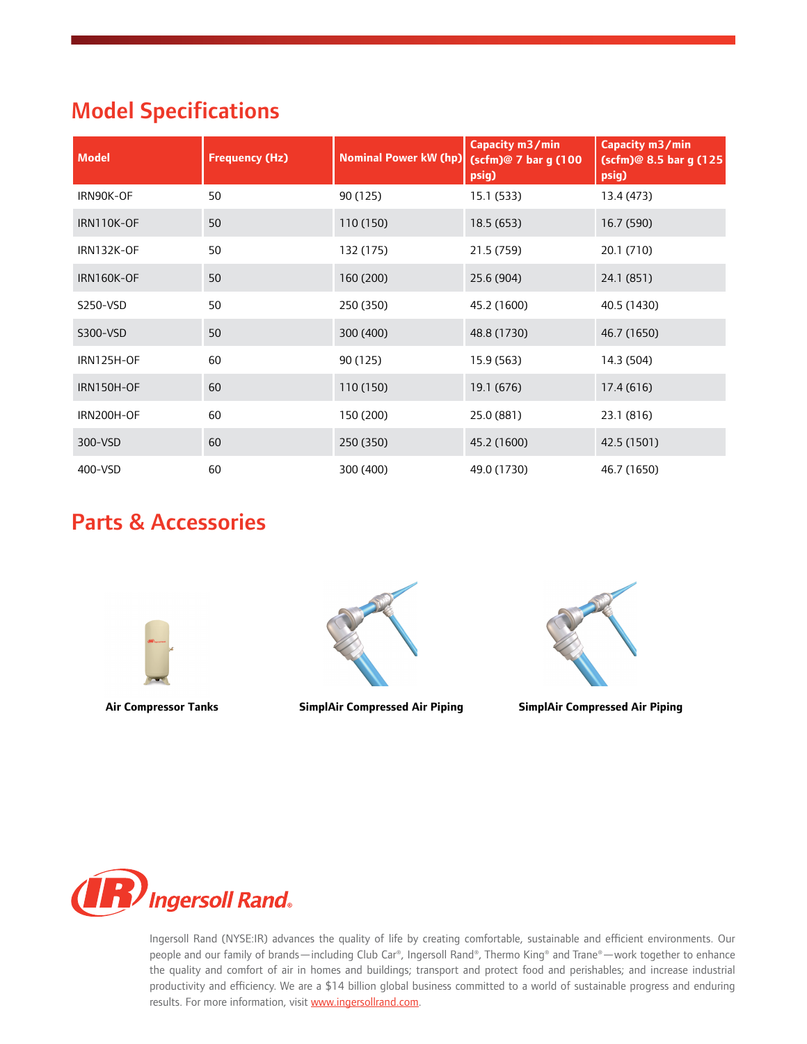## Model Specifications

| Model | Frequency (Hz) | Nominal Power kW (hp) | Capacity m3/min (scfm)@ 7 bar g (100 psig) | Capacity m3/min (scfm)@ 8.5 bar g (125 psig) |
|---|---|---|---|---|
| IRN90K-OF | 50 | 90 (125) | 15.1 (533) | 13.4 (473) |
| IRN110K-OF | 50 | 110 (150) | 18.5 (653) | 16.7 (590) |
| IRN132K-OF | 50 | 132 (175) | 21.5 (759) | 20.1 (710) |
| IRN160K-OF | 50 | 160 (200) | 25.6 (904) | 24.1 (851) |
| S250-VSD | 50 | 250 (350) | 45.2 (1600) | 40.5 (1430) |
| S300-VSD | 50 | 300 (400) | 48.8 (1730) | 46.7 (1650) |
| IRN125H-OF | 60 | 90 (125) | 15.9 (563) | 14.3 (504) |
| IRN150H-OF | 60 | 110 (150) | 19.1 (676) | 17.4 (616) |
| IRN200H-OF | 60 | 150 (200) | 25.0 (881) | 23.1 (816) |
| 300-VSD | 60 | 250 (350) | 45.2 (1600) | 42.5 (1501) |
| 400-VSD | 60 | 300 (400) | 49.0 (1730) | 46.7 (1650) |

## Parts & Accessories

**Air Compressor Tanks**

**SimplAir Compressed Air Piping**

**SimplAir Compressed Air Piping**

Ingersoll Rand

Ingersoll Rand (NYSE:IR) advances the quality of life by creating comfortable, sustainable and efficient environments. Our people and our family of brands—including Club Car®, Ingersoll Rand®, Thermo King® and Trane®—work together to enhance the quality and comfort of air in homes and buildings; transport and protect food and perishables; and increase industrial productivity and efficiency. We are a $14 billion global business committed to a world of sustainable progress and enduring results. For more information, visit www.ingersollrand.com.